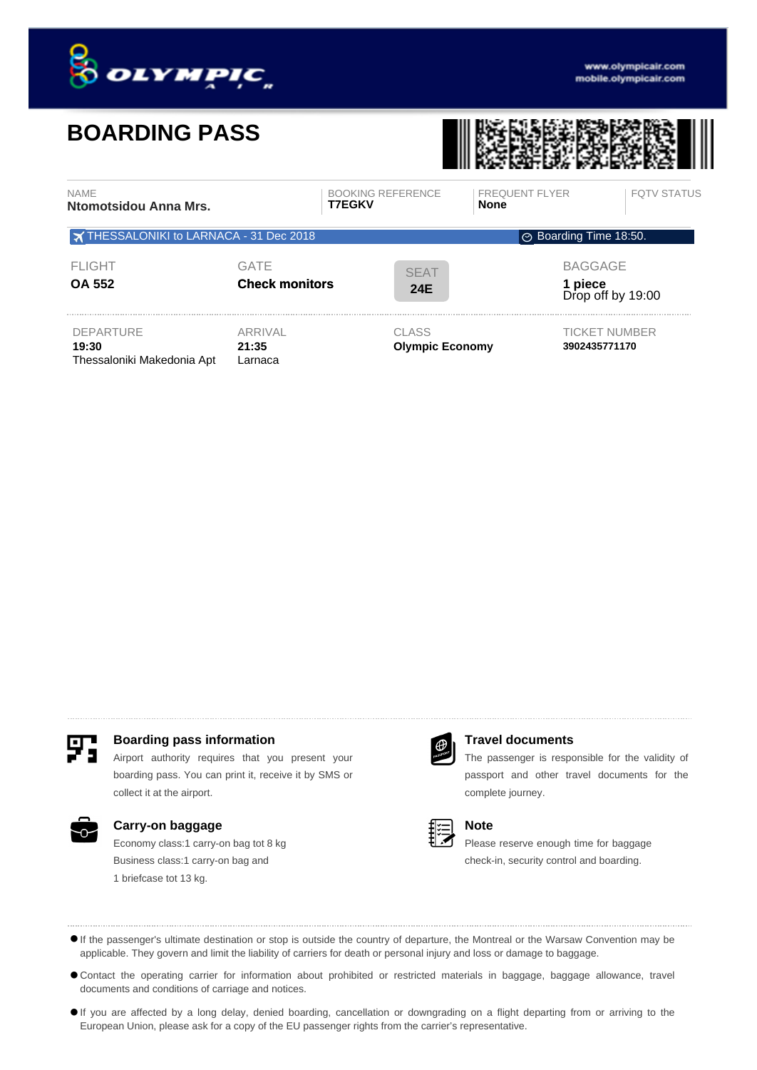# BOARDING PASS

| NAME | BOOKING REFERENCE | FREQUENT FLYER | FQTV STATUS |
| --- | --- | --- | --- |
| **Ntomotsidou Anna Mrs.** | **T7EGKV** | **None** | |

THESSALONIKI to LARNACA - 31 Dec 2018 — Boarding Time 18:50.

| FLIGHT | GATE | SEAT | BAGGAGE |
| --- | --- | --- | --- |
| **OA 552** | **Check monitors** | **24E** | **1 piece** Drop off by 19:00 |

| DEPARTURE | ARRIVAL | CLASS | TICKET NUMBER |
| --- | --- | --- | --- |
| **19:30** Thessaloniki Makedonia Apt | **21:35** Larnaca | **Olympic Economy** | **3902435771170** |

### Boarding pass information

Airport authority requires that you present your boarding pass. You can print it, receive it by SMS or collect it at the airport.

### Travel documents

The passenger is responsible for the validity of passport and other travel documents for the complete journey.

### Carry-on baggage

Economy class:1 carry-on bag tot 8 kg

Business class:1 carry-on bag and

1 briefcase tot 13 kg.

### Note

Please reserve enough time for baggage check-in, security control and boarding.

- If the passenger's ultimate destination or stop is outside the country of departure, the Montreal or the Warsaw Convention may be applicable. They govern and limit the liability of carriers for death or personal injury and loss or damage to baggage.
- Contact the operating carrier for information about prohibited or restricted materials in baggage, baggage allowance, travel documents and conditions of carriage and notices.
- If you are affected by a long delay, denied boarding, cancellation or downgrading on a flight departing from or arriving to the European Union, please ask for a copy of the EU passenger rights from the carrier's representative.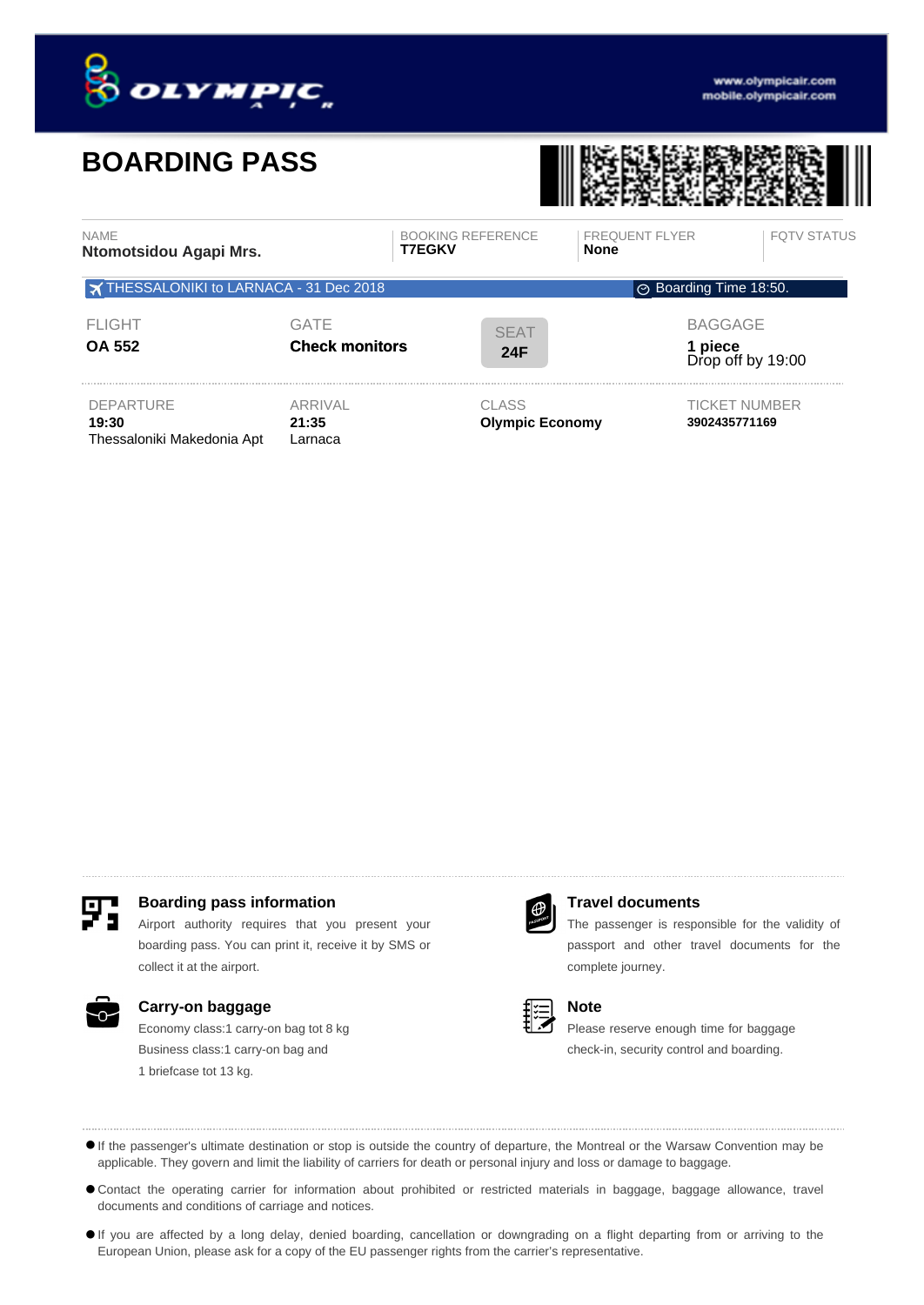# BOARDING PASS

| NAME | BOOKING REFERENCE | FREQUENT FLYER | FQTV STATUS |
|---|---|---|---|
| **Ntomotsidou Agapi Mrs.** | **T7EGKV** | **None** | |

THESSALONIKI to LARNACA - 31 Dec 2018 — Boarding Time 18:50.

| FLIGHT | GATE | SEAT | BAGGAGE |
|---|---|---|---|
| **OA 552** | **Check monitors** | **24F** | **1 piece** Drop off by 19:00 |

| DEPARTURE | ARRIVAL | CLASS | TICKET NUMBER |
|---|---|---|---|
| **19:30** Thessaloniki Makedonia Apt | **21:35** Larnaca | **Olympic Economy** | **3902435771169** |

### Boarding pass information

Airport authority requires that you present your boarding pass. You can print it, receive it by SMS or collect it at the airport.

### Carry-on baggage

Economy class:1 carry-on bag tot 8 kg
Business class:1 carry-on bag and
1 briefcase tot 13 kg.

### Travel documents

The passenger is responsible for the validity of passport and other travel documents for the complete journey.

### Note

Please reserve enough time for baggage check-in, security control and boarding.

- If the passenger's ultimate destination or stop is outside the country of departure, the Montreal or the Warsaw Convention may be applicable. They govern and limit the liability of carriers for death or personal injury and loss or damage to baggage.
- Contact the operating carrier for information about prohibited or restricted materials in baggage, baggage allowance, travel documents and conditions of carriage and notices.
- If you are affected by a long delay, denied boarding, cancellation or downgrading on a flight departing from or arriving to the European Union, please ask for a copy of the EU passenger rights from the carrier's representative.